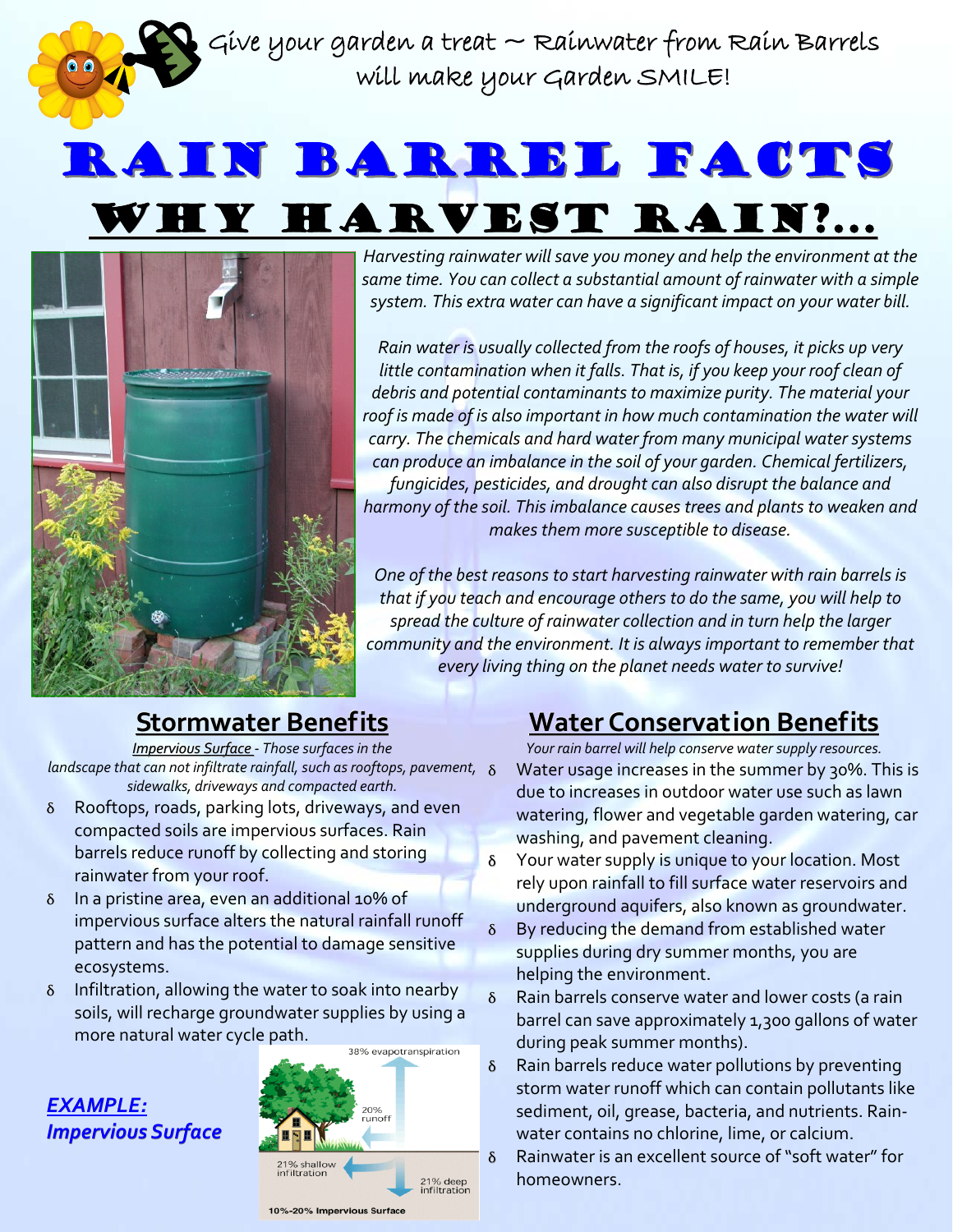Give your garden a treat ~ Rainwater from Rain Barrels will make your Garden SMILE!

# RAIN BARREL FACTS

## WHY HARVEST RAIN?...

*Harvesting rainwater will save you money and help the environment at the same time. You can collect a substantial amount of rainwater with a simple system. This extra water can have a significant impact on your water bill.*

*Rain water is usually collected from the roofs of houses, it picks up very little contamination when it falls. That is, if you keep your roof clean of debris and potential contaminants to maximize purity. The material your roof is made of is also important in how much contamination the water will carry. The chemicals and hard water from many municipal water systems can produce an imbalance in the soil of your garden. Chemical fertilizers, fungicides, pesticides, and drought can also disrupt the balance and harmony of the soil. This imbalance causes trees and plants to weaken and makes them more susceptible to disease.*

*One of the best reasons to start harvesting rainwater with rain barrels is that if you teach and encourage others to do the same, you will help to spread the culture of rainwater collection and in turn help the larger community and the environment. It is always important to remember that every living thing on the planet needs water to survive!*

### Stormwater Benefits

*Impervious Surface - Those surfaces in the landscape that can not infiltrate rainfall, such as rooftops, pavement, sidewalks, driveways and compacted earth.*

- Rooftops, roads, parking lots, driveways, and even compacted soils are impervious surfaces. Rain barrels reduce runoff by collecting and storing rainwater from your roof.
- In a pristine area, even an additional 10% of impervious surface alters the natural rainfall runoff pattern and has the potential to damage sensitive ecosystems.
- Infiltration, allowing the water to soak into nearby soils, will recharge groundwater supplies by using a more natural water cycle path.

***EXAMPLE: Impervious Surface***

38% evapotranspiration
20% runoff
21% shallow infiltration
21% deep infiltration
10%-20% Impervious Surface

### Water Conservation Benefits

*Your rain barrel will help conserve water supply resources.*

- Water usage increases in the summer by 30%. This is due to increases in outdoor water use such as lawn watering, flower and vegetable garden watering, car washing, and pavement cleaning.
- Your water supply is unique to your location. Most rely upon rainfall to fill surface water reservoirs and underground aquifers, also known as groundwater.
- By reducing the demand from established water supplies during dry summer months, you are helping the environment.
- Rain barrels conserve water and lower costs (a rain barrel can save approximately 1,300 gallons of water during peak summer months).
- Rain barrels reduce water pollutions by preventing storm water runoff which can contain pollutants like sediment, oil, grease, bacteria, and nutrients. Rain-water contains no chlorine, lime, or calcium.
- Rainwater is an excellent source of "soft water" for homeowners.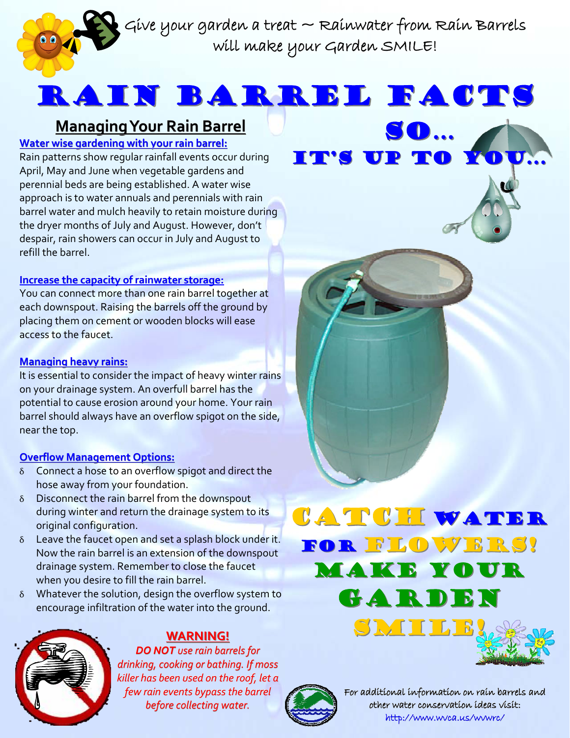Give your garden a treat ~ Rainwater from Rain Barrels will make your Garden SMILE!

# RAIN BARREL FACTS

## Managing Your Rain Barrel

**Water wise gardening with your rain barrel:**

Rain patterns show regular rainfall events occur during April, May and June when vegetable gardens and perennial beds are being established. A water wise approach is to water annuals and perennials with rain barrel water and mulch heavily to retain moisture during the dryer months of July and August. However, don't despair, rain showers can occur in July and August to refill the barrel.

**Increase the capacity of rainwater storage:**

You can connect more than one rain barrel together at each downspout. Raising the barrels off the ground by placing them on cement or wooden blocks will ease access to the faucet.

**Managing heavy rains:**

It is essential to consider the impact of heavy winter rains on your drainage system. An overfull barrel has the potential to cause erosion around your home. Your rain barrel should always have an overflow spigot on the side, near the top.

**Overflow Management Options:**

- Connect a hose to an overflow spigot and direct the hose away from your foundation.
- Disconnect the rain barrel from the downspout during winter and return the drainage system to its original configuration.
- Leave the faucet open and set a splash block under it. Now the rain barrel is an extension of the downspout drainage system. Remember to close the faucet when you desire to fill the rain barrel.
- Whatever the solution, design the overflow system to encourage infiltration of the water into the ground.

**WARNING!**

***DO NOT** use rain barrels for drinking, cooking or bathing. If moss killer has been used on the roof, let a few rain events bypass the barrel before collecting water.*

## SO... IT'S UP TO YOU...

## CATCH WATER FOR FLOWERS! MAKE YOUR GARDEN SMILE!

For additional information on rain barrels and other water conservation ideas visit: http://www.wvca.us/wvwrc/